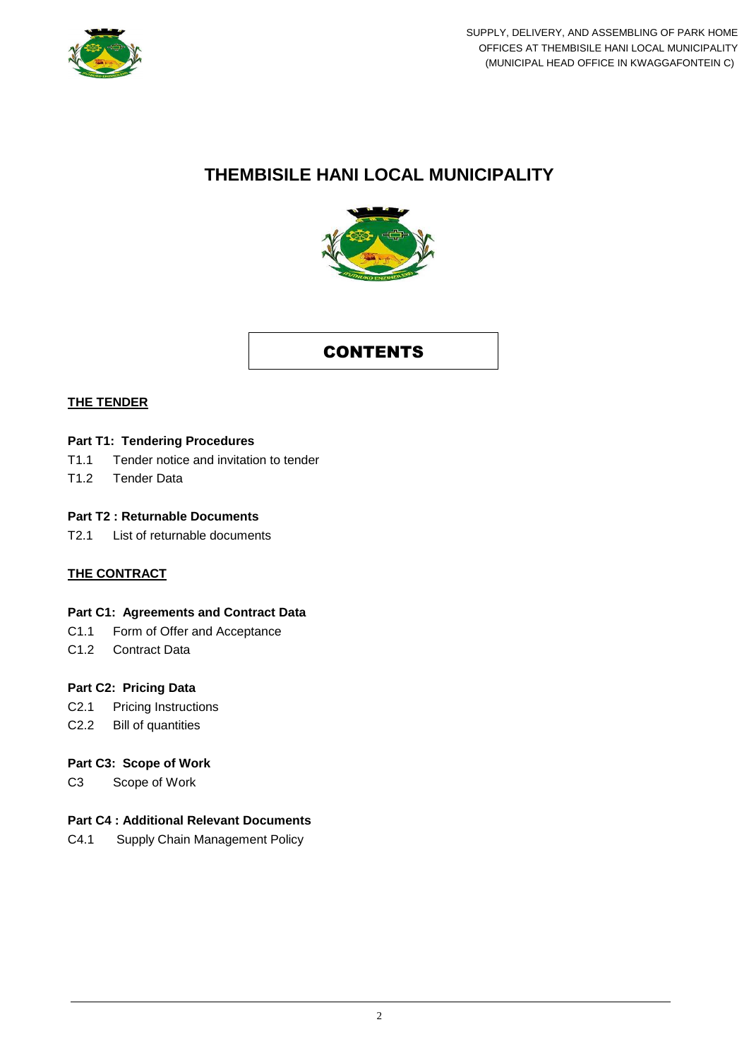# THEMBISILE HANI LOCAL MUNICIPALITY

## CONTENTS

**THE TENDER**

**Part T1: Tendering Procedures**

T1.1 Tender notice and invitation to tender

T1.2 Tender Data

**Part T2 : Returnable Documents**

T2.1 List of returnable documents

**THE CONTRACT**

**Part C1: Agreements and Contract Data**

C1.1 Form of Offer and Acceptance

C1.2 Contract Data

**Part C2: Pricing Data**

C2.1 Pricing Instructions

C2.2 Bill of quantities

**Part C3: Scope of Work**

C3 Scope of Work

**Part C4 : Additional Relevant Documents**

C4.1 Supply Chain Management Policy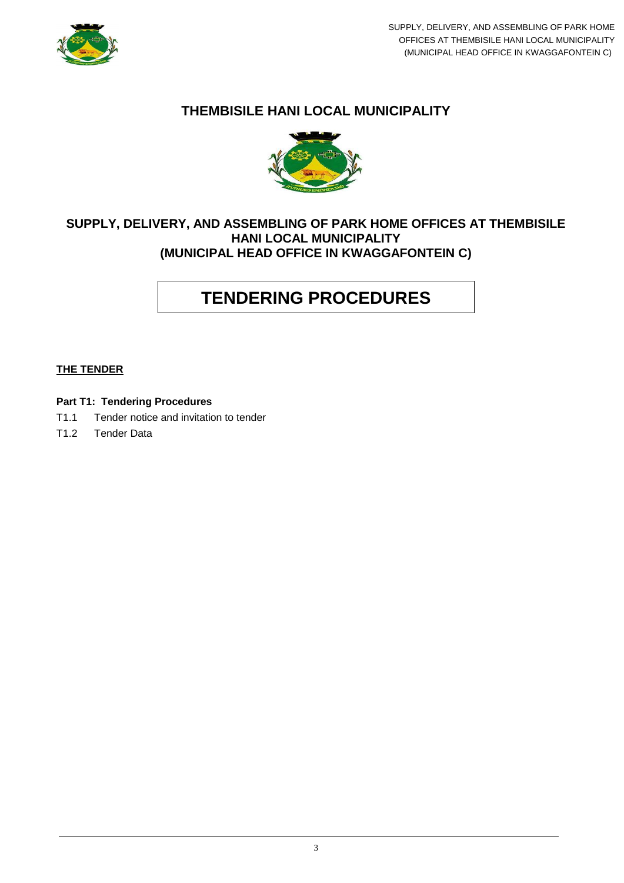# THEMBISILE HANI LOCAL MUNICIPALITY

## SUPPLY, DELIVERY, AND ASSEMBLING OF PARK HOME OFFICES AT THEMBISILE HANI LOCAL MUNICIPALITY (MUNICIPAL HEAD OFFICE IN KWAGGAFONTEIN C)

# TENDERING PROCEDURES

**THE TENDER**

**Part T1: Tendering Procedures**

T1.1 Tender notice and invitation to tender

T1.2 Tender Data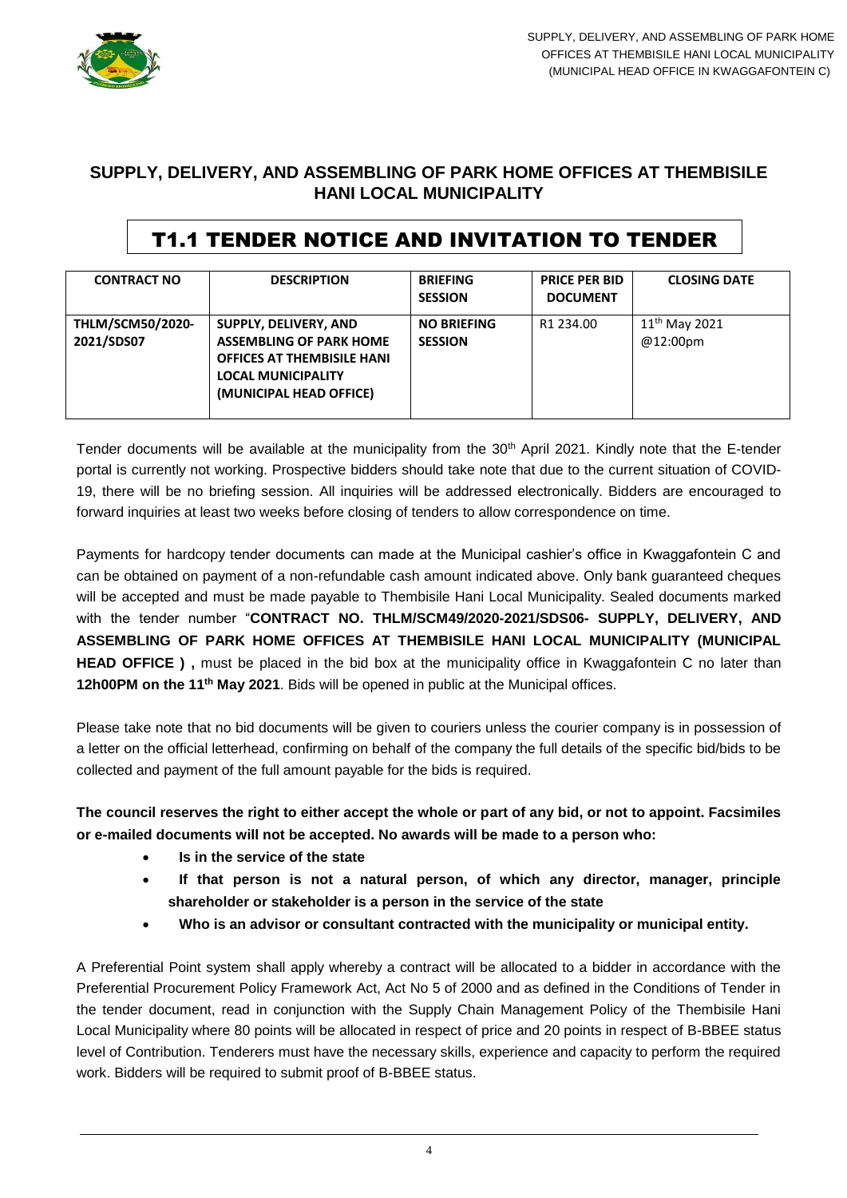## SUPPLY, DELIVERY, AND ASSEMBLING OF PARK HOME OFFICES AT THEMBISILE HANI LOCAL MUNICIPALITY

# T1.1 TENDER NOTICE AND INVITATION TO TENDER

| CONTRACT NO | DESCRIPTION | BRIEFING SESSION | PRICE PER BID DOCUMENT | CLOSING DATE |
|---|---|---|---|---|
| **THLM/SCM50/2020-2021/SDS07** | **SUPPLY, DELIVERY, AND ASSEMBLING OF PARK HOME OFFICES AT THEMBISILE HANI LOCAL MUNICIPALITY (MUNICIPAL HEAD OFFICE)** | **NO BRIEFING SESSION** | R1 234.00 | 11th May 2021 @12:00pm |

Tender documents will be available at the municipality from the 30th April 2021. Kindly note that the E-tender portal is currently not working. Prospective bidders should take note that due to the current situation of COVID-19, there will be no briefing session. All inquiries will be addressed electronically. Bidders are encouraged to forward inquiries at least two weeks before closing of tenders to allow correspondence on time.

Payments for hardcopy tender documents can made at the Municipal cashier's office in Kwaggafontein C and can be obtained on payment of a non-refundable cash amount indicated above. Only bank guaranteed cheques will be accepted and must be made payable to Thembisile Hani Local Municipality. Sealed documents marked with the tender number "**CONTRACT NO. THLM/SCM49/2020-2021/SDS06- SUPPLY, DELIVERY, AND ASSEMBLING OF PARK HOME OFFICES AT THEMBISILE HANI LOCAL MUNICIPALITY (MUNICIPAL HEAD OFFICE ) ,** must be placed in the bid box at the municipality office in Kwaggafontein C no later than **12h00PM on the 11th May 2021**. Bids will be opened in public at the Municipal offices.

Please take note that no bid documents will be given to couriers unless the courier company is in possession of a letter on the official letterhead, confirming on behalf of the company the full details of the specific bid/bids to be collected and payment of the full amount payable for the bids is required.

**The council reserves the right to either accept the whole or part of any bid, or not to appoint. Facsimiles or e-mailed documents will not be accepted. No awards will be made to a person who:**

- **Is in the service of the state**
- **If that person is not a natural person, of which any director, manager, principle shareholder or stakeholder is a person in the service of the state**
- **Who is an advisor or consultant contracted with the municipality or municipal entity.**

A Preferential Point system shall apply whereby a contract will be allocated to a bidder in accordance with the Preferential Procurement Policy Framework Act, Act No 5 of 2000 and as defined in the Conditions of Tender in the tender document, read in conjunction with the Supply Chain Management Policy of the Thembisile Hani Local Municipality where 80 points will be allocated in respect of price and 20 points in respect of B-BBEE status level of Contribution. Tenderers must have the necessary skills, experience and capacity to perform the required work. Bidders will be required to submit proof of B-BBEE status.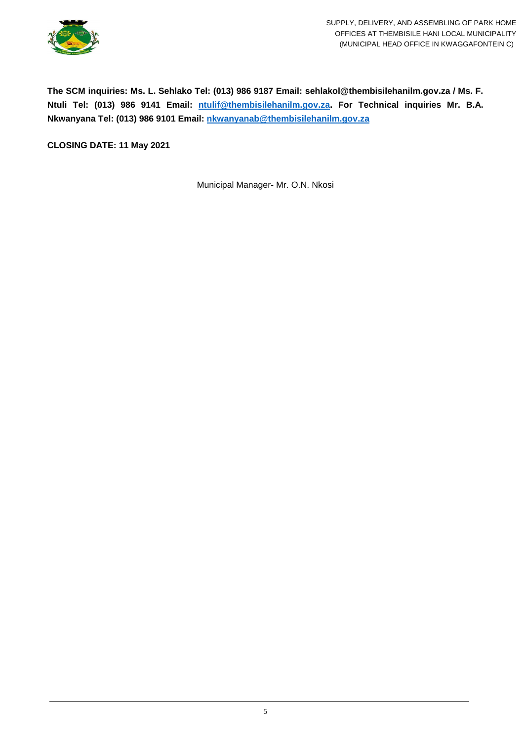**The SCM inquiries: Ms. L. Sehlako Tel: (013) 986 9187 Email: sehlakol@thembisilehanilm.gov.za / Ms. F. Ntuli Tel: (013) 986 9141 Email: ntulif@thembisilehanilm.gov.za. For Technical inquiries Mr. B.A. Nkwanyana Tel: (013) 986 9101 Email: nkwanyanab@thembisilehanilm.gov.za**

**CLOSING DATE: 11 May 2021**

Municipal Manager- Mr. O.N. Nkosi